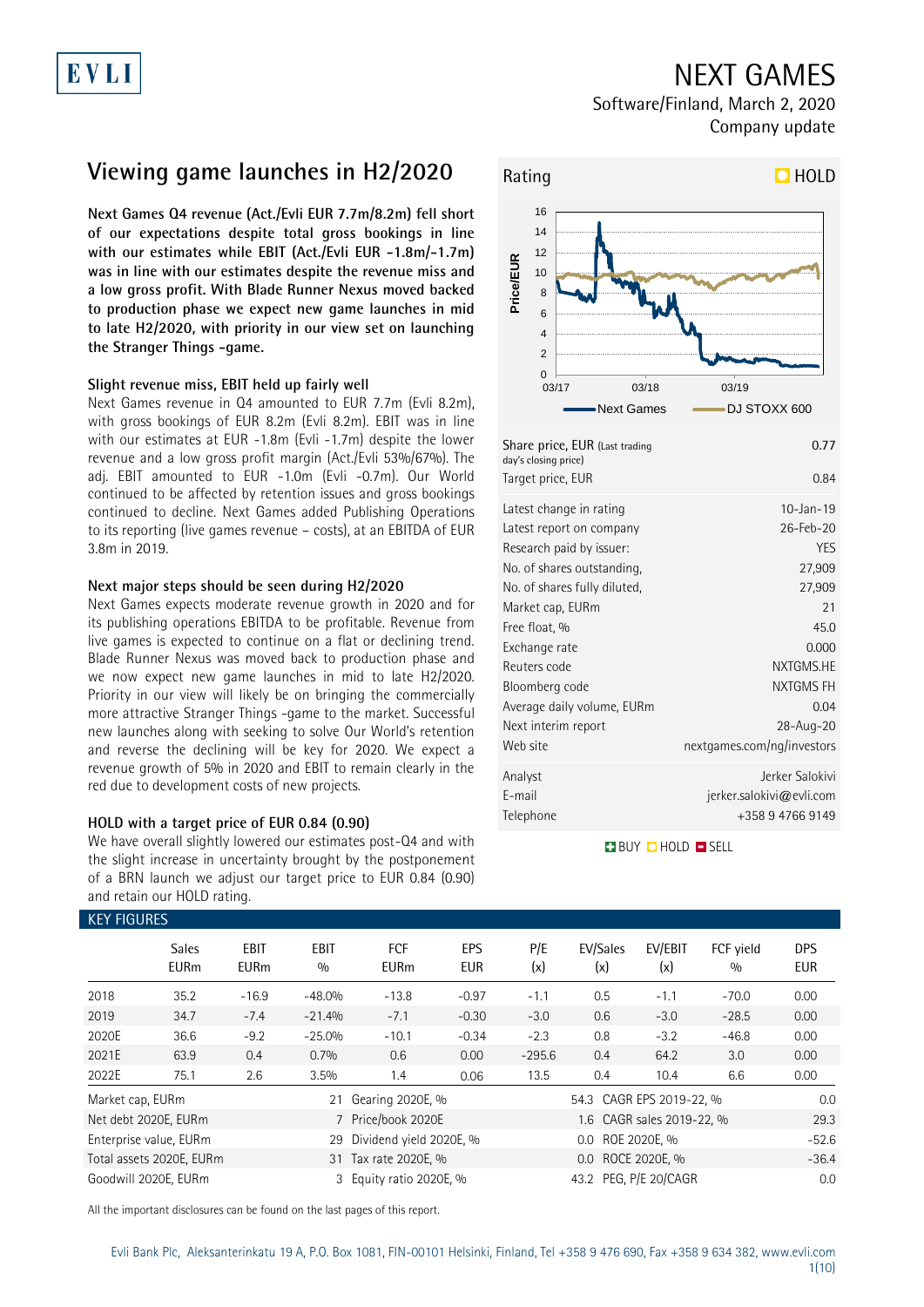# NEXT GAMES

Software/Finland, March 2, 2020
Company update

## Viewing game launches in H2/2020

**Next Games Q4 revenue (Act./Evli EUR 7.7m/8.2m) fell short of our expectations despite total gross bookings in line with our estimates while EBIT (Act./Evli EUR -1.8m/-1.7m) was in line with our estimates despite the revenue miss and a low gross profit. With Blade Runner Nexus moved backed to production phase we expect new game launches in mid to late H2/2020, with priority in our view set on launching the Stranger Things -game.**

### Slight revenue miss, EBIT held up fairly well

Next Games revenue in Q4 amounted to EUR 7.7m (Evli 8.2m), with gross bookings of EUR 8.2m (Evli 8.2m). EBIT was in line with our estimates at EUR -1.8m (Evli -1.7m) despite the lower revenue and a low gross profit margin (Act./Evli 53%/67%). The adj. EBIT amounted to EUR -1.0m (Evli -0.7m). Our World continued to be affected by retention issues and gross bookings continued to decline. Next Games added Publishing Operations to its reporting (live games revenue – costs), at an EBITDA of EUR 3.8m in 2019.

### Next major steps should be seen during H2/2020

Next Games expects moderate revenue growth in 2020 and for its publishing operations EBITDA to be profitable. Revenue from live games is expected to continue on a flat or declining trend. Blade Runner Nexus was moved back to production phase and we now expect new game launches in mid to late H2/2020. Priority in our view will likely be on bringing the commercially more attractive Stranger Things -game to the market. Successful new launches along with seeking to solve Our World's retention and reverse the declining will be key for 2020. We expect a revenue growth of 5% in 2020 and EBIT to remain clearly in the red due to development costs of new projects.

### HOLD with a target price of EUR 0.84 (0.90)

We have overall slightly lowered our estimates post-Q4 and with the slight increase in uncertainty brought by the postponement of a BRN launch we adjust our target price to EUR 0.84 (0.90) and retain our HOLD rating.

**Rating: HOLD**

| | |
|---|---|
| Share price, EUR (Last trading day's closing price) | 0.77 |
| Target price, EUR | 0.84 |
| Latest change in rating | 10-Jan-19 |
| Latest report on company | 26-Feb-20 |
| Research paid by issuer: | YES |
| No. of shares outstanding, | 27,909 |
| No. of shares fully diluted, | 27,909 |
| Market cap, EURm | 21 |
| Free float, % | 45.0 |
| Exchange rate | 0.000 |
| Reuters code | NXTGMS.HE |
| Bloomberg code | NXTGMS FH |
| Average daily volume, EURm | 0.04 |
| Next interim report | 28-Aug-20 |
| Web site | nextgames.com/ng/investors |
| Analyst | Jerker Salokivi |
| E-mail | jerker.salokivi@evli.com |
| Telephone | +358 9 4766 9149 |

BUY HOLD SELL

### KEY FIGURES

| | Sales EURm | EBIT EURm | EBIT % | FCF EURm | EPS EUR | P/E (x) | EV/Sales (x) | EV/EBIT (x) | FCF yield % | DPS EUR |
|---|---|---|---|---|---|---|---|---|---|---|
| 2018 | 35.2 | -16.9 | -48.0% | -13.8 | -0.97 | -1.1 | 0.5 | -1.1 | -70.0 | 0.00 |
| 2019 | 34.7 | -7.4 | -21.4% | -7.1 | -0.30 | -3.0 | 0.6 | -3.0 | -28.5 | 0.00 |
| 2020E | 36.6 | -9.2 | -25.0% | -10.1 | -0.34 | -2.3 | 0.8 | -3.2 | -46.8 | 0.00 |
| 2021E | 63.9 | 0.4 | 0.7% | 0.6 | 0.00 | -295.6 | 0.4 | 64.2 | 3.0 | 0.00 |
| 2022E | 75.1 | 2.6 | 3.5% | 1.4 | 0.06 | 13.5 | 0.4 | 10.4 | 6.6 | 0.00 |

| | | | | | |
|---|---|---|---|---|---|
| Market cap, EURm | 21 | Gearing 2020E, % | 54.3 | CAGR EPS 2019-22, % | 0.0 |
| Net debt 2020E, EURm | 7 | Price/book 2020E | 1.6 | CAGR sales 2019-22, % | 29.3 |
| Enterprise value, EURm | 29 | Dividend yield 2020E, % | 0.0 | ROE 2020E, % | -52.6 |
| Total assets 2020E, EURm | 31 | Tax rate 2020E, % | 0.0 | ROCE 2020E, % | -36.4 |
| Goodwill 2020E, EURm | 3 | Equity ratio 2020E, % | 43.2 | PEG, P/E 20/CAGR | 0.0 |

All the important disclosures can be found on the last pages of this report.

Evli Bank Plc, Aleksanterinkatu 19 A, P.O. Box 1081, FIN-00101 Helsinki, Finland, Tel +358 9 476 690, Fax +358 9 634 382, www.evli.com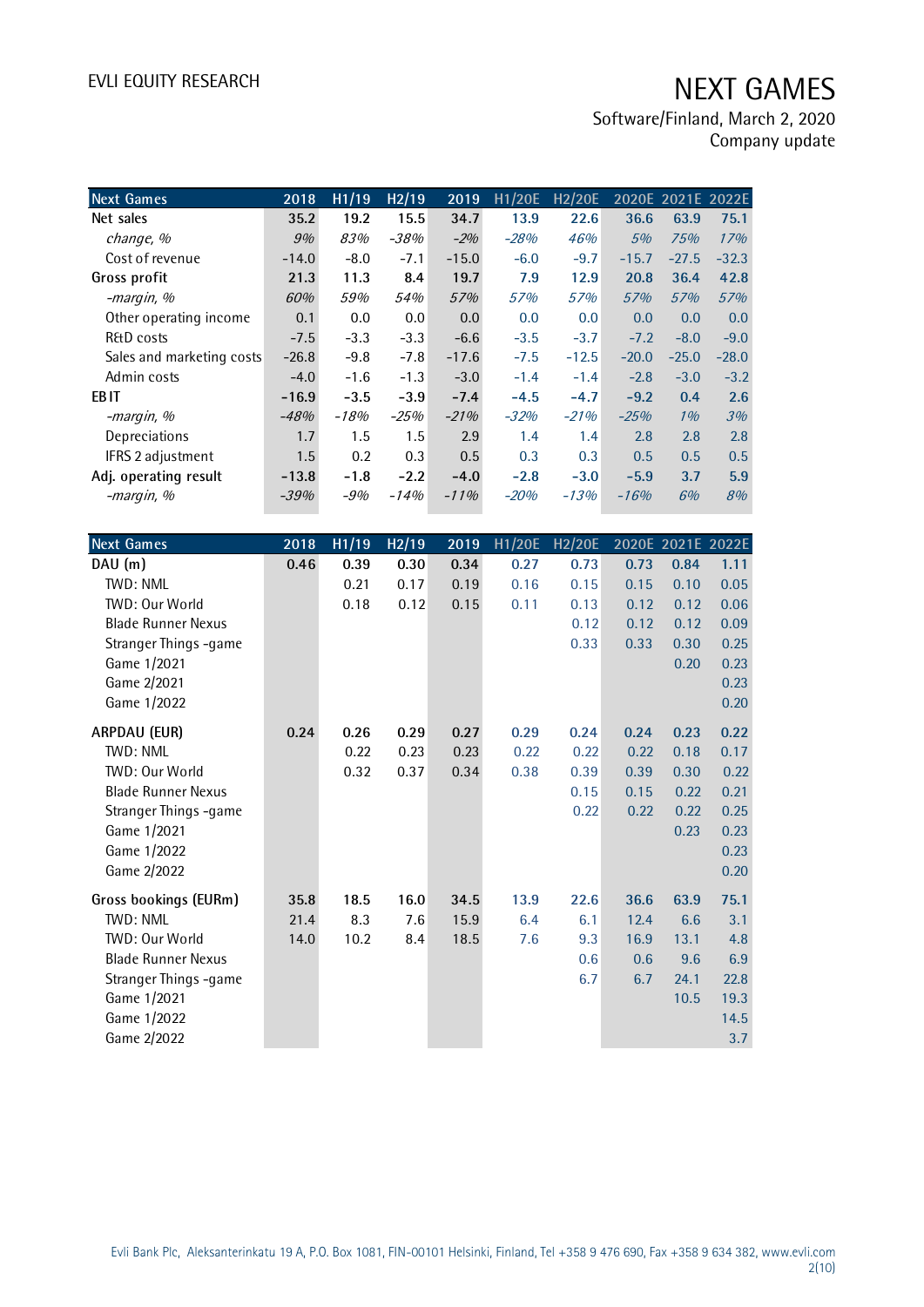EVLI EQUITY RESEARCH

# NEXT GAMES

Software/Finland, March 2, 2020
Company update

| Next Games | 2018 | H1/19 | H2/19 | 2019 | H1/20E | H2/20E | 2020E | 2021E | 2022E |
|---|---|---|---|---|---|---|---|---|---|
| **Net sales** | **35.2** | **19.2** | **15.5** | **34.7** | **13.9** | **22.6** | **36.6** | **63.9** | **75.1** |
| *change, %* | *9%* | *83%* | *-38%* | *-2%* | *-28%* | *46%* | *5%* | *75%* | *17%* |
| Cost of revenue | -14.0 | -8.0 | -7.1 | -15.0 | -6.0 | -9.7 | -15.7 | -27.5 | -32.3 |
| **Gross profit** | **21.3** | **11.3** | **8.4** | **19.7** | **7.9** | **12.9** | **20.8** | **36.4** | **42.8** |
| *-margin, %* | *60%* | *59%* | *54%* | *57%* | *57%* | *57%* | *57%* | *57%* | *57%* |
| Other operating income | 0.1 | 0.0 | 0.0 | 0.0 | 0.0 | 0.0 | 0.0 | 0.0 | 0.0 |
| R&D costs | -7.5 | -3.3 | -3.3 | -6.6 | -3.5 | -3.7 | -7.2 | -8.0 | -9.0 |
| Sales and marketing costs | -26.8 | -9.8 | -7.8 | -17.6 | -7.5 | -12.5 | -20.0 | -25.0 | -28.0 |
| Admin costs | -4.0 | -1.6 | -1.3 | -3.0 | -1.4 | -1.4 | -2.8 | -3.0 | -3.2 |
| **EBIT** | **-16.9** | **-3.5** | **-3.9** | **-7.4** | **-4.5** | **-4.7** | **-9.2** | **0.4** | **2.6** |
| *-margin, %* | *-48%* | *-18%* | *-25%* | *-21%* | *-32%* | *-21%* | *-25%* | *1%* | *3%* |
| Depreciations | 1.7 | 1.5 | 1.5 | 2.9 | 1.4 | 1.4 | 2.8 | 2.8 | 2.8 |
| IFRS 2 adjustment | 1.5 | 0.2 | 0.3 | 0.5 | 0.3 | 0.3 | 0.5 | 0.5 | 0.5 |
| **Adj. operating result** | **-13.8** | **-1.8** | **-2.2** | **-4.0** | **-2.8** | **-3.0** | **-5.9** | **3.7** | **5.9** |
| *-margin, %* | *-39%* | *-9%* | *-14%* | *-11%* | *-20%* | *-13%* | *-16%* | *6%* | *8%* |

| Next Games | 2018 | H1/19 | H2/19 | 2019 | H1/20E | H2/20E | 2020E | 2021E | 2022E |
|---|---|---|---|---|---|---|---|---|---|
| **DAU (m)** | **0.46** | **0.39** | **0.30** | **0.34** | **0.27** | **0.73** | **0.73** | **0.84** | **1.11** |
| TWD: NML | | 0.21 | 0.17 | 0.19 | 0.16 | 0.15 | 0.15 | 0.10 | 0.05 |
| TWD: Our World | | 0.18 | 0.12 | 0.15 | 0.11 | 0.13 | 0.12 | 0.12 | 0.06 |
| Blade Runner Nexus | | | | | | 0.12 | 0.12 | 0.12 | 0.09 |
| Stranger Things -game | | | | | | 0.33 | 0.33 | 0.30 | 0.25 |
| Game 1/2021 | | | | | | | | 0.20 | 0.23 |
| Game 2/2021 | | | | | | | | | 0.23 |
| Game 1/2022 | | | | | | | | | 0.20 |
| **ARPDAU (EUR)** | **0.24** | **0.26** | **0.29** | **0.27** | **0.29** | **0.24** | **0.24** | **0.23** | **0.22** |
| TWD: NML | | 0.22 | 0.23 | 0.23 | 0.22 | 0.22 | 0.22 | 0.18 | 0.17 |
| TWD: Our World | | 0.32 | 0.37 | 0.34 | 0.38 | 0.39 | 0.39 | 0.30 | 0.22 |
| Blade Runner Nexus | | | | | | 0.15 | 0.15 | 0.22 | 0.21 |
| Stranger Things -game | | | | | | 0.22 | 0.22 | 0.22 | 0.25 |
| Game 1/2021 | | | | | | | | 0.23 | 0.23 |
| Game 1/2022 | | | | | | | | | 0.23 |
| Game 2/2022 | | | | | | | | | 0.20 |
| **Gross bookings (EURm)** | **35.8** | **18.5** | **16.0** | **34.5** | **13.9** | **22.6** | **36.6** | **63.9** | **75.1** |
| TWD: NML | 21.4 | 8.3 | 7.6 | 15.9 | 6.4 | 6.1 | 12.4 | 6.6 | 3.1 |
| TWD: Our World | 14.0 | 10.2 | 8.4 | 18.5 | 7.6 | 9.3 | 16.9 | 13.1 | 4.8 |
| Blade Runner Nexus | | | | | | 0.6 | 0.6 | 9.6 | 6.9 |
| Stranger Things -game | | | | | | 6.7 | 6.7 | 24.1 | 22.8 |
| Game 1/2021 | | | | | | | | 10.5 | 19.3 |
| Game 1/2022 | | | | | | | | | 14.5 |
| Game 2/2022 | | | | | | | | | 3.7 |

Evli Bank Plc, Aleksanterinkatu 19 A, P.O. Box 1081, FIN-00101 Helsinki, Finland, Tel +358 9 476 690, Fax +358 9 634 382, www.evli.com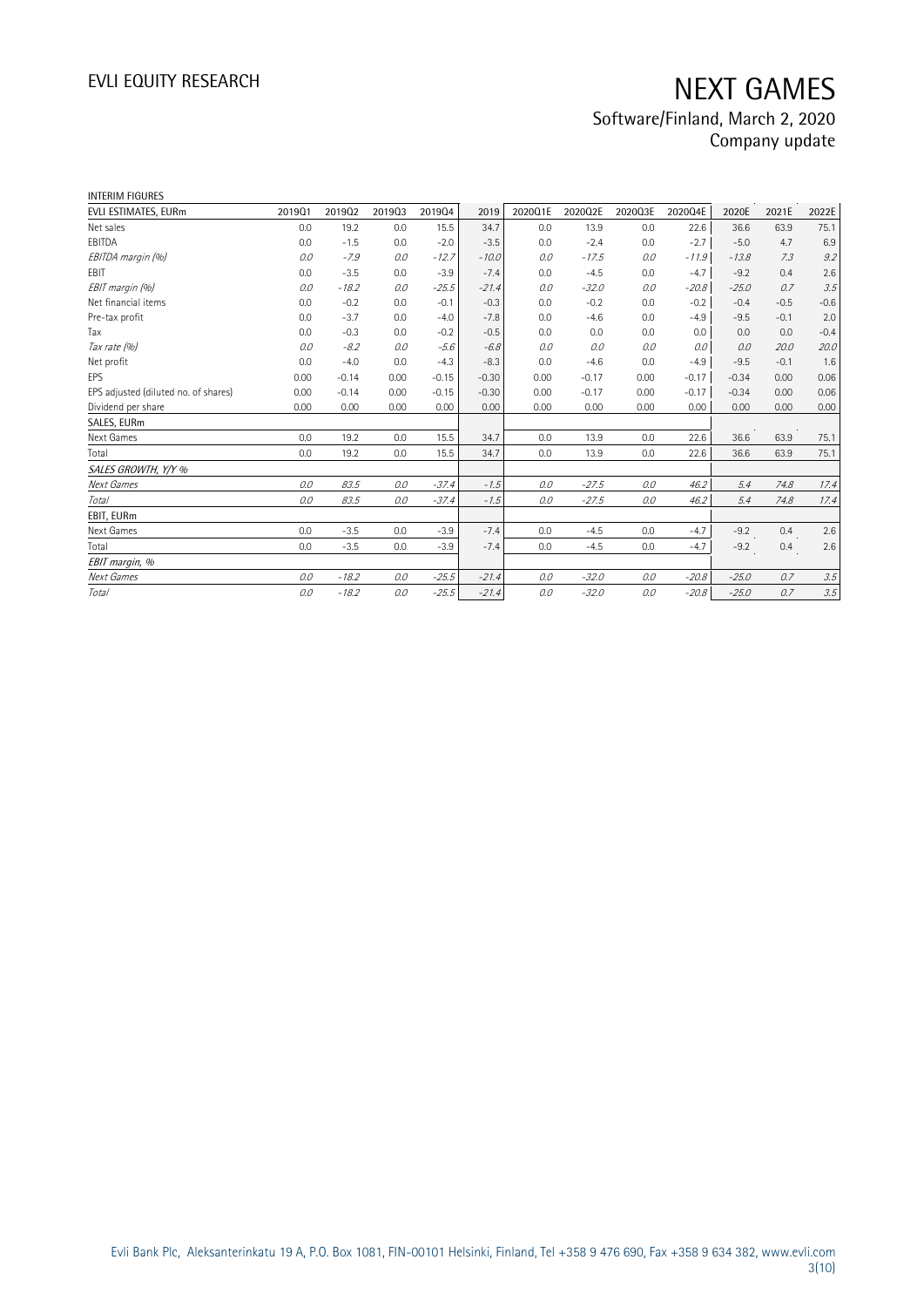# NEXT GAMES

Software/Finland, March 2, 2020
Company update

INTERIM FIGURES

| EVLI ESTIMATES, EURm | 2019Q1 | 2019Q2 | 2019Q3 | 2019Q4 | 2019 | 2020Q1E | 2020Q2E | 2020Q3E | 2020Q4E | 2020E | 2021E | 2022E |
|---|---|---|---|---|---|---|---|---|---|---|---|---|
| Net sales | 0.0 | 19.2 | 0.0 | 15.5 | 34.7 | 0.0 | 13.9 | 0.0 | 22.6 | 36.6 | 63.9 | 75.1 |
| EBITDA | 0.0 | -1.5 | 0.0 | -2.0 | -3.5 | 0.0 | -2.4 | 0.0 | -2.7 | -5.0 | 4.7 | 6.9 |
| *EBITDA margin (%)* | *0.0* | *-7.9* | *0.0* | *-12.7* | *-10.0* | *0.0* | *-17.5* | *0.0* | *-11.9* | *-13.8* | *7.3* | *9.2* |
| EBIT | 0.0 | -3.5 | 0.0 | -3.9 | -7.4 | 0.0 | -4.5 | 0.0 | -4.7 | -9.2 | 0.4 | 2.6 |
| *EBIT margin (%)* | *0.0* | *-18.2* | *0.0* | *-25.5* | *-21.4* | *0.0* | *-32.0* | *0.0* | *-20.8* | *-25.0* | *0.7* | *3.5* |
| Net financial items | 0.0 | -0.2 | 0.0 | -0.1 | -0.3 | 0.0 | -0.2 | 0.0 | -0.2 | -0.4 | -0.5 | -0.6 |
| Pre-tax profit | 0.0 | -3.7 | 0.0 | -4.0 | -7.8 | 0.0 | -4.6 | 0.0 | -4.9 | -9.5 | -0.1 | 2.0 |
| Tax | 0.0 | -0.3 | 0.0 | -0.2 | -0.5 | 0.0 | 0.0 | 0.0 | 0.0 | 0.0 | 0.0 | -0.4 |
| *Tax rate (%)* | *0.0* | *-8.2* | *0.0* | *-5.6* | *-6.8* | *0.0* | *0.0* | *0.0* | *0.0* | *0.0* | *20.0* | *20.0* |
| Net profit | 0.0 | -4.0 | 0.0 | -4.3 | -8.3 | 0.0 | -4.6 | 0.0 | -4.9 | -9.5 | -0.1 | 1.6 |
| EPS | 0.00 | -0.14 | 0.00 | -0.15 | -0.30 | 0.00 | -0.17 | 0.00 | -0.17 | -0.34 | 0.00 | 0.06 |
| EPS adjusted (diluted no. of shares) | 0.00 | -0.14 | 0.00 | -0.15 | -0.30 | 0.00 | -0.17 | 0.00 | -0.17 | -0.34 | 0.00 | 0.06 |
| Dividend per share | 0.00 | 0.00 | 0.00 | 0.00 | 0.00 | 0.00 | 0.00 | 0.00 | 0.00 | 0.00 | 0.00 | 0.00 |
| **SALES, EURm** | | | | | | | | | | | | |
| Next Games | 0.0 | 19.2 | 0.0 | 15.5 | 34.7 | 0.0 | 13.9 | 0.0 | 22.6 | 36.6 | 63.9 | 75.1 |
| Total | 0.0 | 19.2 | 0.0 | 15.5 | 34.7 | 0.0 | 13.9 | 0.0 | 22.6 | 36.6 | 63.9 | 75.1 |
| *SALES GROWTH, Y/Y %* | | | | | | | | | | | | |
| *Next Games* | *0.0* | *83.5* | *0.0* | *-37.4* | *-1.5* | *0.0* | *-27.5* | *0.0* | *46.2* | *5.4* | *74.8* | *17.4* |
| *Total* | *0.0* | *83.5* | *0.0* | *-37.4* | *-1.5* | *0.0* | *-27.5* | *0.0* | *46.2* | *5.4* | *74.8* | *17.4* |
| **EBIT, EURm** | | | | | | | | | | | | |
| Next Games | 0.0 | -3.5 | 0.0 | -3.9 | -7.4 | 0.0 | -4.5 | 0.0 | -4.7 | -9.2 | 0.4 | 2.6 |
| Total | 0.0 | -3.5 | 0.0 | -3.9 | -7.4 | 0.0 | -4.5 | 0.0 | -4.7 | -9.2 | 0.4 | 2.6 |
| *EBIT margin, %* | | | | | | | | | | | | |
| *Next Games* | *0.0* | *-18.2* | *0.0* | *-25.5* | *-21.4* | *0.0* | *-32.0* | *0.0* | *-20.8* | *-25.0* | *0.7* | *3.5* |
| *Total* | *0.0* | *-18.2* | *0.0* | *-25.5* | *-21.4* | *0.0* | *-32.0* | *0.0* | *-20.8* | *-25.0* | *0.7* | *3.5* |

Evli Bank Plc, Aleksanterinkatu 19 A, P.O. Box 1081, FIN-00101 Helsinki, Finland, Tel +358 9 476 690, Fax +358 9 634 382, www.evli.com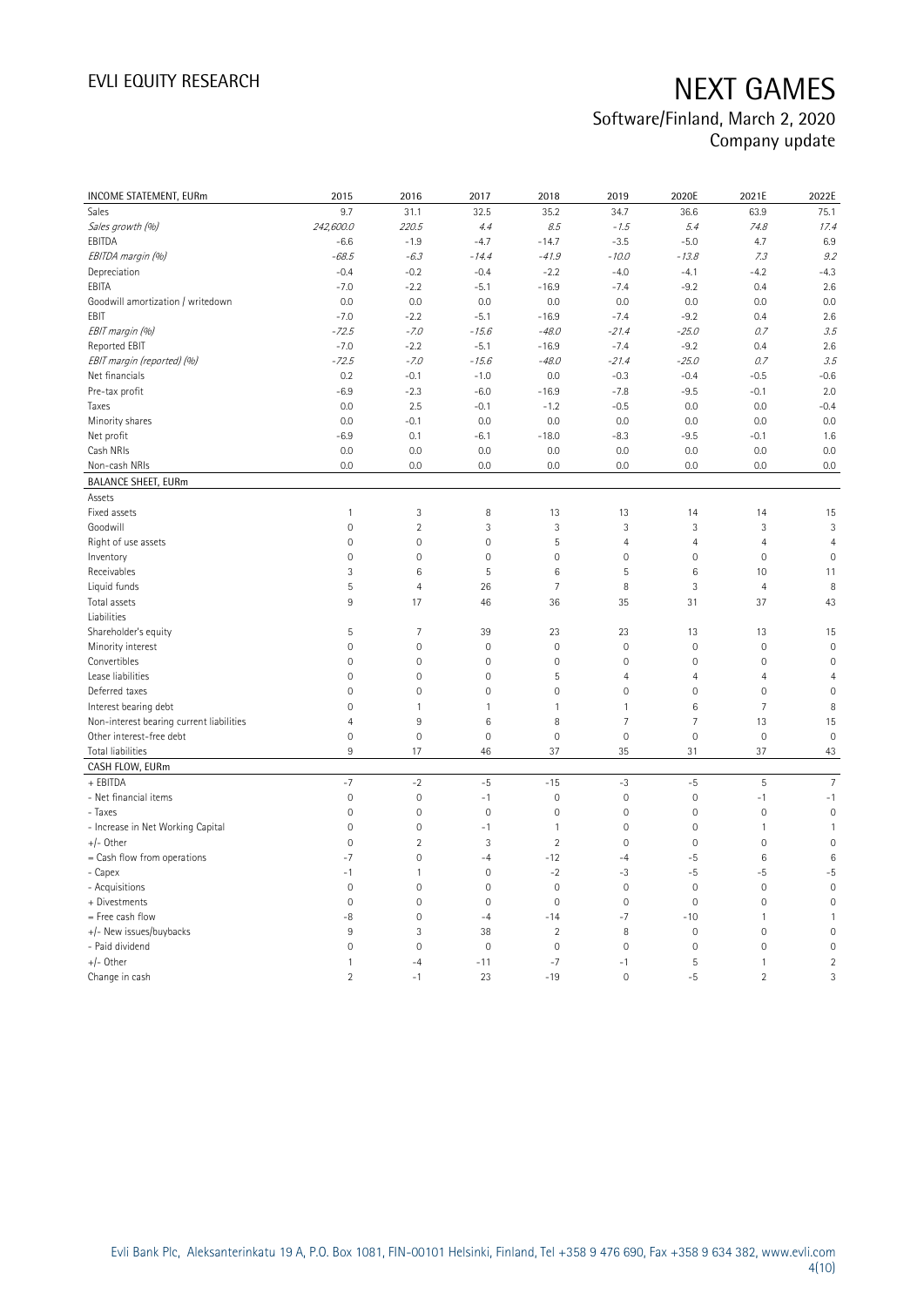# NEXT GAMES

Software/Finland, March 2, 2020
Company update

| INCOME STATEMENT, EURm | 2015 | 2016 | 2017 | 2018 | 2019 | 2020E | 2021E | 2022E |
|---|---|---|---|---|---|---|---|---|
| Sales | 9.7 | 31.1 | 32.5 | 35.2 | 34.7 | 36.6 | 63.9 | 75.1 |
| *Sales growth (%)* | *242,600.0* | *220.5* | *4.4* | *8.5* | *-1.5* | *5.4* | *74.8* | *17.4* |
| EBITDA | -6.6 | -1.9 | -4.7 | -14.7 | -3.5 | -5.0 | 4.7 | 6.9 |
| *EBITDA margin (%)* | *-68.5* | *-6.3* | *-14.4* | *-41.9* | *-10.0* | *-13.8* | *7.3* | *9.2* |
| Depreciation | -0.4 | -0.2 | -0.4 | -2.2 | -4.0 | -4.1 | -4.2 | -4.3 |
| EBITA | -7.0 | -2.2 | -5.1 | -16.9 | -7.4 | -9.2 | 0.4 | 2.6 |
| Goodwill amortization / writedown | 0.0 | 0.0 | 0.0 | 0.0 | 0.0 | 0.0 | 0.0 | 0.0 |
| EBIT | -7.0 | -2.2 | -5.1 | -16.9 | -7.4 | -9.2 | 0.4 | 2.6 |
| *EBIT margin (%)* | *-72.5* | *-7.0* | *-15.6* | *-48.0* | *-21.4* | *-25.0* | *0.7* | *3.5* |
| Reported EBIT | -7.0 | -2.2 | -5.1 | -16.9 | -7.4 | -9.2 | 0.4 | 2.6 |
| *EBIT margin (reported) (%)* | *-72.5* | *-7.0* | *-15.6* | *-48.0* | *-21.4* | *-25.0* | *0.7* | *3.5* |
| Net financials | 0.2 | -0.1 | -1.0 | 0.0 | -0.3 | -0.4 | -0.5 | -0.6 |
| Pre-tax profit | -6.9 | -2.3 | -6.0 | -16.9 | -7.8 | -9.5 | -0.1 | 2.0 |
| Taxes | 0.0 | 2.5 | -0.1 | -1.2 | -0.5 | 0.0 | 0.0 | -0.4 |
| Minority shares | 0.0 | -0.1 | 0.0 | 0.0 | 0.0 | 0.0 | 0.0 | 0.0 |
| Net profit | -6.9 | 0.1 | -6.1 | -18.0 | -8.3 | -9.5 | -0.1 | 1.6 |
| Cash NRIs | 0.0 | 0.0 | 0.0 | 0.0 | 0.0 | 0.0 | 0.0 | 0.0 |
| Non-cash NRIs | 0.0 | 0.0 | 0.0 | 0.0 | 0.0 | 0.0 | 0.0 | 0.0 |
| **BALANCE SHEET, EURm** | | | | | | | | |
| Assets | | | | | | | | |
| Fixed assets | 1 | 3 | 8 | 13 | 13 | 14 | 14 | 15 |
| Goodwill | 0 | 2 | 3 | 3 | 3 | 3 | 3 | 3 |
| Right of use assets | 0 | 0 | 0 | 5 | 4 | 4 | 4 | 4 |
| Inventory | 0 | 0 | 0 | 0 | 0 | 0 | 0 | 0 |
| Receivables | 3 | 6 | 5 | 6 | 5 | 6 | 10 | 11 |
| Liquid funds | 5 | 4 | 26 | 7 | 8 | 3 | 4 | 8 |
| Total assets | 9 | 17 | 46 | 36 | 35 | 31 | 37 | 43 |
| Liabilities | | | | | | | | |
| Shareholder's equity | 5 | 7 | 39 | 23 | 23 | 13 | 13 | 15 |
| Minority interest | 0 | 0 | 0 | 0 | 0 | 0 | 0 | 0 |
| Convertibles | 0 | 0 | 0 | 0 | 0 | 0 | 0 | 0 |
| Lease liabilities | 0 | 0 | 0 | 5 | 4 | 4 | 4 | 4 |
| Deferred taxes | 0 | 0 | 0 | 0 | 0 | 0 | 0 | 0 |
| Interest bearing debt | 0 | 1 | 1 | 1 | 1 | 6 | 7 | 8 |
| Non-interest bearing current liabilities | 4 | 9 | 6 | 8 | 7 | 7 | 13 | 15 |
| Other interest-free debt | 0 | 0 | 0 | 0 | 0 | 0 | 0 | 0 |
| Total liabilities | 9 | 17 | 46 | 37 | 35 | 31 | 37 | 43 |
| **CASH FLOW, EURm** | | | | | | | | |
| + EBITDA | -7 | -2 | -5 | -15 | -3 | -5 | 5 | 7 |
| - Net financial items | 0 | 0 | -1 | 0 | 0 | 0 | -1 | -1 |
| - Taxes | 0 | 0 | 0 | 0 | 0 | 0 | 0 | 0 |
| - Increase in Net Working Capital | 0 | 0 | -1 | 1 | 0 | 0 | 1 | 1 |
| +/- Other | 0 | 2 | 3 | 2 | 0 | 0 | 0 | 0 |
| = Cash flow from operations | -7 | 0 | -4 | -12 | -4 | -5 | 6 | 6 |
| - Capex | -1 | 1 | 0 | -2 | -3 | -5 | -5 | -5 |
| - Acquisitions | 0 | 0 | 0 | 0 | 0 | 0 | 0 | 0 |
| + Divestments | 0 | 0 | 0 | 0 | 0 | 0 | 0 | 0 |
| = Free cash flow | -8 | 0 | -4 | -14 | -7 | -10 | 1 | 1 |
| +/- New issues/buybacks | 9 | 3 | 38 | 2 | 8 | 0 | 0 | 0 |
| - Paid dividend | 0 | 0 | 0 | 0 | 0 | 0 | 0 | 0 |
| +/- Other | 1 | -4 | -11 | -7 | -1 | 5 | 1 | 2 |
| Change in cash | 2 | -1 | 23 | -19 | 0 | -5 | 2 | 3 |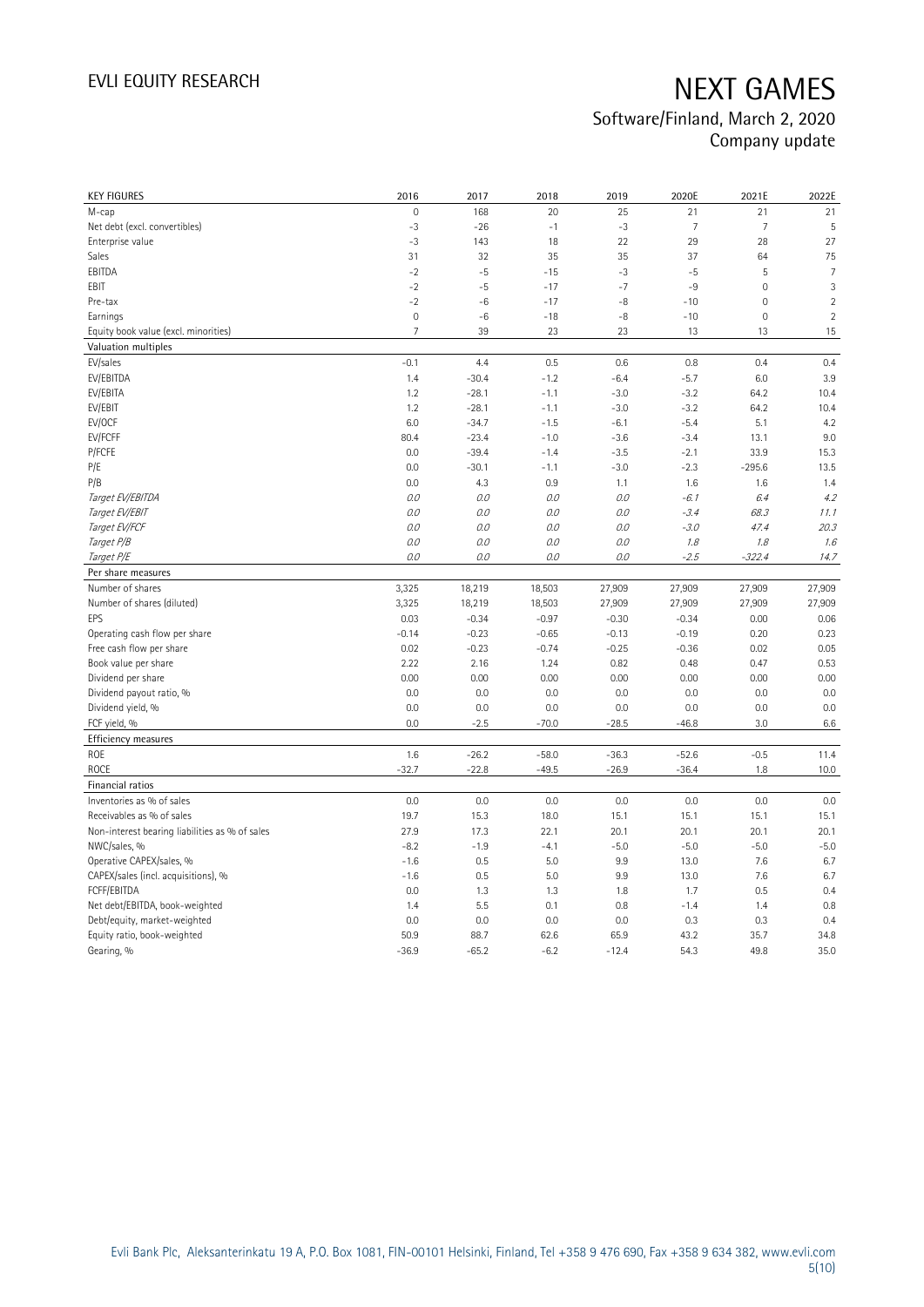# NEXT GAMES

Software/Finland, March 2, 2020
Company update

| KEY FIGURES | 2016 | 2017 | 2018 | 2019 | 2020E | 2021E | 2022E |
|---|---|---|---|---|---|---|---|
| M-cap | 0 | 168 | 20 | 25 | 21 | 21 | 21 |
| Net debt (excl. convertibles) | -3 | -26 | -1 | -3 | 7 | 7 | 5 |
| Enterprise value | -3 | 143 | 18 | 22 | 29 | 28 | 27 |
| Sales | 31 | 32 | 35 | 35 | 37 | 64 | 75 |
| EBITDA | -2 | -5 | -15 | -3 | -5 | 5 | 7 |
| EBIT | -2 | -5 | -17 | -7 | -9 | 0 | 3 |
| Pre-tax | -2 | -6 | -17 | -8 | -10 | 0 | 2 |
| Earnings | 0 | -6 | -18 | -8 | -10 | 0 | 2 |
| Equity book value (excl. minorities) | 7 | 39 | 23 | 23 | 13 | 13 | 15 |
| **Valuation multiples** | | | | | | | |
| EV/sales | -0.1 | 4.4 | 0.5 | 0.6 | 0.8 | 0.4 | 0.4 |
| EV/EBITDA | 1.4 | -30.4 | -1.2 | -6.4 | -5.7 | 6.0 | 3.9 |
| EV/EBITA | 1.2 | -28.1 | -1.1 | -3.0 | -3.2 | 64.2 | 10.4 |
| EV/EBIT | 1.2 | -28.1 | -1.1 | -3.0 | -3.2 | 64.2 | 10.4 |
| EV/OCF | 6.0 | -34.7 | -1.5 | -6.1 | -5.4 | 5.1 | 4.2 |
| EV/FCFF | 80.4 | -23.4 | -1.0 | -3.6 | -3.4 | 13.1 | 9.0 |
| P/FCFE | 0.0 | -39.4 | -1.4 | -3.5 | -2.1 | 33.9 | 15.3 |
| P/E | 0.0 | -30.1 | -1.1 | -3.0 | -2.3 | -295.6 | 13.5 |
| P/B | 0.0 | 4.3 | 0.9 | 1.1 | 1.6 | 1.6 | 1.4 |
| *Target EV/EBITDA* | *0.0* | *0.0* | *0.0* | *0.0* | *-6.1* | *6.4* | *4.2* |
| *Target EV/EBIT* | *0.0* | *0.0* | *0.0* | *0.0* | *-3.4* | *68.3* | *11.1* |
| *Target EV/FCF* | *0.0* | *0.0* | *0.0* | *0.0* | *-3.0* | *47.4* | *20.3* |
| *Target P/B* | *0.0* | *0.0* | *0.0* | *0.0* | *1.8* | *1.8* | *1.6* |
| *Target P/E* | *0.0* | *0.0* | *0.0* | *0.0* | *-2.5* | *-322.4* | *14.7* |
| **Per share measures** | | | | | | | |
| Number of shares | 3,325 | 18,219 | 18,503 | 27,909 | 27,909 | 27,909 | 27,909 |
| Number of shares (diluted) | 3,325 | 18,219 | 18,503 | 27,909 | 27,909 | 27,909 | 27,909 |
| EPS | 0.03 | -0.34 | -0.97 | -0.30 | -0.34 | 0.00 | 0.06 |
| Operating cash flow per share | -0.14 | -0.23 | -0.65 | -0.13 | -0.19 | 0.20 | 0.23 |
| Free cash flow per share | 0.02 | -0.23 | -0.74 | -0.25 | -0.36 | 0.02 | 0.05 |
| Book value per share | 2.22 | 2.16 | 1.24 | 0.82 | 0.48 | 0.47 | 0.53 |
| Dividend per share | 0.00 | 0.00 | 0.00 | 0.00 | 0.00 | 0.00 | 0.00 |
| Dividend payout ratio, % | 0.0 | 0.0 | 0.0 | 0.0 | 0.0 | 0.0 | 0.0 |
| Dividend yield, % | 0.0 | 0.0 | 0.0 | 0.0 | 0.0 | 0.0 | 0.0 |
| FCF yield, % | 0.0 | -2.5 | -70.0 | -28.5 | -46.8 | 3.0 | 6.6 |
| **Efficiency measures** | | | | | | | |
| ROE | 1.6 | -26.2 | -58.0 | -36.3 | -52.6 | -0.5 | 11.4 |
| ROCE | -32.7 | -22.8 | -49.5 | -26.9 | -36.4 | 1.8 | 10.0 |
| **Financial ratios** | | | | | | | |
| Inventories as % of sales | 0.0 | 0.0 | 0.0 | 0.0 | 0.0 | 0.0 | 0.0 |
| Receivables as % of sales | 19.7 | 15.3 | 18.0 | 15.1 | 15.1 | 15.1 | 15.1 |
| Non-interest bearing liabilities as % of sales | 27.9 | 17.3 | 22.1 | 20.1 | 20.1 | 20.1 | 20.1 |
| NWC/sales, % | -8.2 | -1.9 | -4.1 | -5.0 | -5.0 | -5.0 | -5.0 |
| Operative CAPEX/sales, % | -1.6 | 0.5 | 5.0 | 9.9 | 13.0 | 7.6 | 6.7 |
| CAPEX/sales (incl. acquisitions), % | -1.6 | 0.5 | 5.0 | 9.9 | 13.0 | 7.6 | 6.7 |
| FCFF/EBITDA | 0.0 | 1.3 | 1.3 | 1.8 | 1.7 | 0.5 | 0.4 |
| Net debt/EBITDA, book-weighted | 1.4 | 5.5 | 0.1 | 0.8 | -1.4 | 1.4 | 0.8 |
| Debt/equity, market-weighted | 0.0 | 0.0 | 0.0 | 0.0 | 0.3 | 0.3 | 0.4 |
| Equity ratio, book-weighted | 50.9 | 88.7 | 62.6 | 65.9 | 43.2 | 35.7 | 34.8 |
| Gearing, % | -36.9 | -65.2 | -6.2 | -12.4 | 54.3 | 49.8 | 35.0 |

Evli Bank Plc, Aleksanterinkatu 19 A, P.O. Box 1081, FIN-00101 Helsinki, Finland, Tel +358 9 476 690, Fax +358 9 634 382, www.evli.com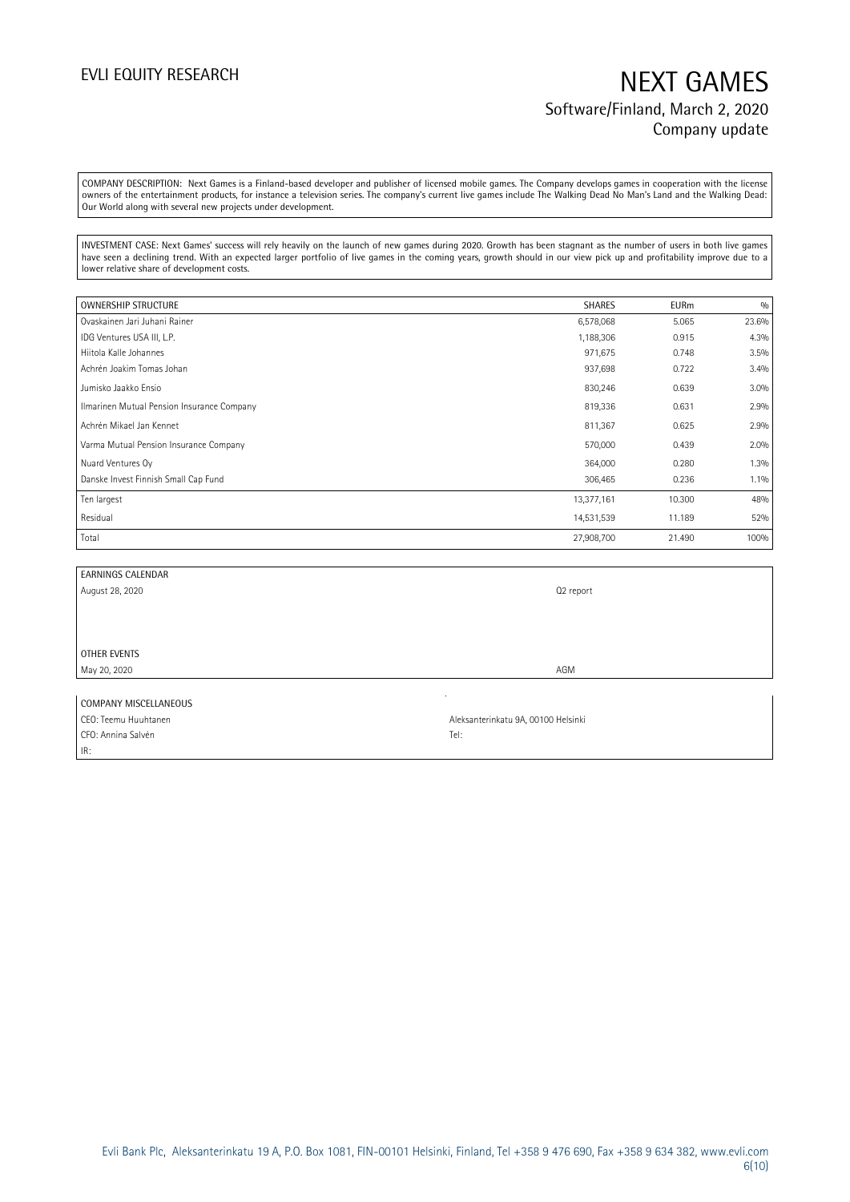COMPANY DESCRIPTION: Next Games is a Finland-based developer and publisher of licensed mobile games. The Company develops games in cooperation with the license owners of the entertainment products, for instance a television series. The company's current live games include The Walking Dead No Man's Land and the Walking Dead: Our World along with several new projects under development.

INVESTMENT CASE: Next Games' success will rely heavily on the launch of new games during 2020. Growth has been stagnant as the number of users in both live games have seen a declining trend. With an expected larger portfolio of live games in the coming years, growth should in our view pick up and profitability improve due to a lower relative share of development costs.

| OWNERSHIP STRUCTURE | SHARES | EURm | % |
|---|---|---|---|
| Ovaskainen Jari Juhani Rainer | 6,578,068 | 5.065 | 23.6% |
| IDG Ventures USA III, L.P. | 1,188,306 | 0.915 | 4.3% |
| Hiitola Kalle Johannes | 971,675 | 0.748 | 3.5% |
| Achrén Joakim Tomas Johan | 937,698 | 0.722 | 3.4% |
| Jumisko Jaakko Ensio | 830,246 | 0.639 | 3.0% |
| Ilmarinen Mutual Pension Insurance Company | 819,336 | 0.631 | 2.9% |
| Achrén Mikael Jan Kennet | 811,367 | 0.625 | 2.9% |
| Varma Mutual Pension Insurance Company | 570,000 | 0.439 | 2.0% |
| Nuard Ventures Oy | 364,000 | 0.280 | 1.3% |
| Danske Invest Finnish Small Cap Fund | 306,465 | 0.236 | 1.1% |
| Ten largest | 13,377,161 | 10.300 | 48% |
| Residual | 14,531,539 | 11.189 | 52% |
| Total | 27,908,700 | 21.490 | 100% |

| EARNINGS CALENDAR | |
|---|---|
| August 28, 2020 | Q2 report |
| | |
| OTHER EVENTS | |
| May 20, 2020 | AGM |

| COMPANY MISCELLANEOUS | |
|---|---|
| CEO: Teemu Huuhtanen | Aleksanterinkatu 9A, 00100 Helsinki |
| CFO: Annina Salvén | Tel: |
| IR: | |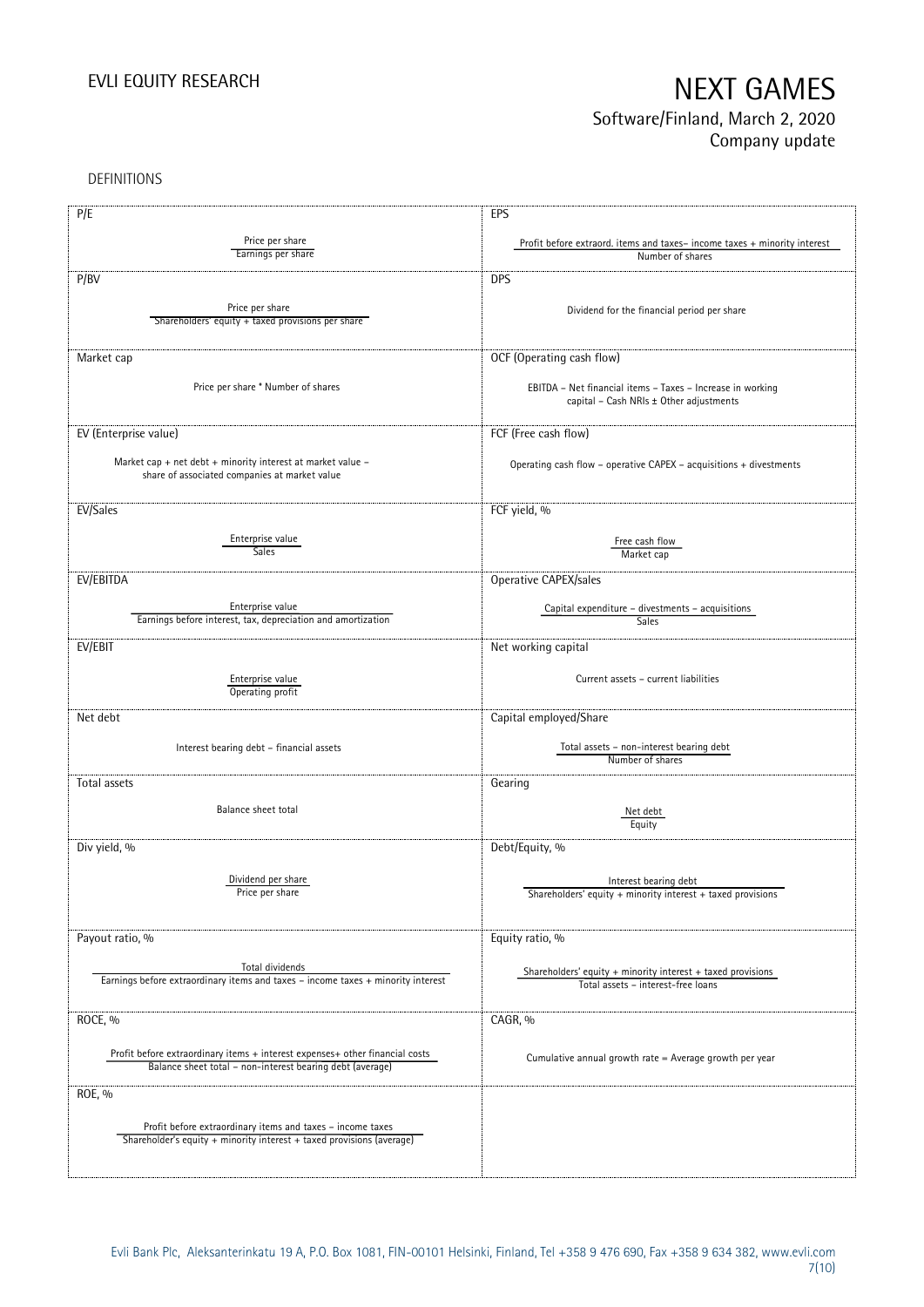DEFINITIONS

| P/E | EPS |
| --- | --- |
| $\frac{\text{Price per share}}{\text{Earnings per share}}$ | $\frac{\text{Profit before extraord. items and taxes – income taxes + minority interest}}{\text{Number of shares}}$ |
| **P/BV** | **DPS** |
| $\frac{\text{Price per share}}{\text{Shareholders' equity + taxed provisions per share}}$ | Dividend for the financial period per share |
| **Market cap** | **OCF (Operating cash flow)** |
| Price per share * Number of shares | EBITDA – Net financial items – Taxes – Increase in working capital – Cash NRIs ± Other adjustments |
| **EV (Enterprise value)** | **FCF (Free cash flow)** |
| Market cap + net debt + minority interest at market value – share of associated companies at market value | Operating cash flow – operative CAPEX – acquisitions + divestments |
| **EV/Sales** | **FCF yield, %** |
| $\frac{\text{Enterprise value}}{\text{Sales}}$ | $\frac{\text{Free cash flow}}{\text{Market cap}}$ |
| **EV/EBITDA** | **Operative CAPEX/sales** |
| $\frac{\text{Enterprise value}}{\text{Earnings before interest, tax, depreciation and amortization}}$ | $\frac{\text{Capital expenditure – divestments – acquisitions}}{\text{Sales}}$ |
| **EV/EBIT** | **Net working capital** |
| $\frac{\text{Enterprise value}}{\text{Operating profit}}$ | Current assets – current liabilities |
| **Net debt** | **Capital employed/Share** |
| Interest bearing debt – financial assets | $\frac{\text{Total assets – non-interest bearing debt}}{\text{Number of shares}}$ |
| **Total assets** | **Gearing** |
| Balance sheet total | $\frac{\text{Net debt}}{\text{Equity}}$ |
| **Div yield, %** | **Debt/Equity, %** |
| $\frac{\text{Dividend per share}}{\text{Price per share}}$ | $\frac{\text{Interest bearing debt}}{\text{Shareholders' equity + minority interest + taxed provisions}}$ |
| **Payout ratio, %** | **Equity ratio, %** |
| $\frac{\text{Total dividends}}{\text{Earnings before extraordinary items and taxes – income taxes + minority interest}}$ | $\frac{\text{Shareholders' equity + minority interest + taxed provisions}}{\text{Total assets – interest-free loans}}$ |
| **ROCE, %** | **CAGR, %** |
| $\frac{\text{Profit before extraordinary items + interest expenses+ other financial costs}}{\text{Balance sheet total – non-interest bearing debt (average)}}$ | Cumulative annual growth rate = Average growth per year |
| **ROE, %** | |
| $\frac{\text{Profit before extraordinary items and taxes – income taxes}}{\text{Shareholder's equity + minority interest + taxed provisions (average)}}$ | |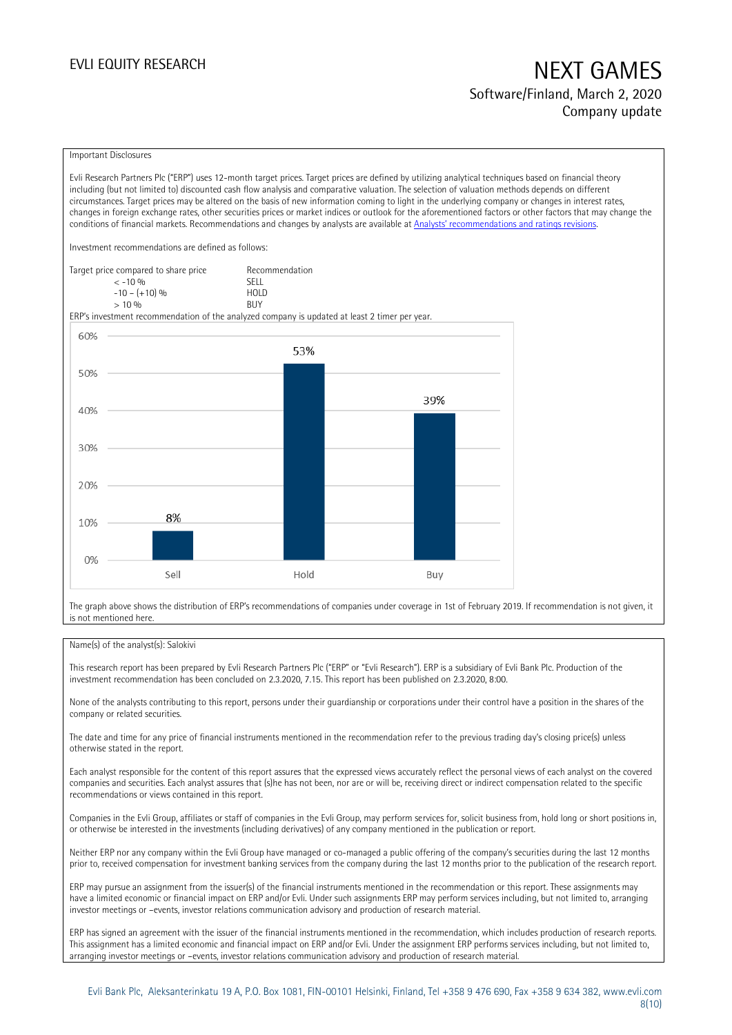Important Disclosures

Evli Research Partners Plc ("ERP") uses 12-month target prices. Target prices are defined by utilizing analytical techniques based on financial theory including (but not limited to) discounted cash flow analysis and comparative valuation. The selection of valuation methods depends on different circumstances. Target prices may be altered on the basis of new information coming to light in the underlying company or changes in interest rates, changes in foreign exchange rates, other securities prices or market indices or outlook for the aforementioned factors or other factors that may change the conditions of financial markets. Recommendations and changes by analysts are available at Analysts' recommendations and ratings revisions.

Investment recommendations are defined as follows:

| Target price compared to share price | Recommendation |
|---|---|
| < -10 % | SELL |
| -10 – (+10) % | HOLD |
| > 10 % | BUY |

ERP's investment recommendation of the analyzed company is updated at least 2 timer per year.

| | Sell | Hold | Buy |
|---|---|---|---|
| Share | 8% | 53% | 39% |

The graph above shows the distribution of ERP's recommendations of companies under coverage in 1st of February 2019. If recommendation is not given, it is not mentioned here.

Name(s) of the analyst(s): Salokivi

This research report has been prepared by Evli Research Partners Plc ("ERP" or "Evli Research"). ERP is a subsidiary of Evli Bank Plc. Production of the investment recommendation has been concluded on 2.3.2020, 7.15. This report has been published on 2.3.2020, 8:00.

None of the analysts contributing to this report, persons under their guardianship or corporations under their control have a position in the shares of the company or related securities.

The date and time for any price of financial instruments mentioned in the recommendation refer to the previous trading day's closing price(s) unless otherwise stated in the report.

Each analyst responsible for the content of this report assures that the expressed views accurately reflect the personal views of each analyst on the covered companies and securities. Each analyst assures that (s)he has not been, nor are or will be, receiving direct or indirect compensation related to the specific recommendations or views contained in this report.

Companies in the Evli Group, affiliates or staff of companies in the Evli Group, may perform services for, solicit business from, hold long or short positions in, or otherwise be interested in the investments (including derivatives) of any company mentioned in the publication or report.

Neither ERP nor any company within the Evli Group have managed or co-managed a public offering of the company's securities during the last 12 months prior to, received compensation for investment banking services from the company during the last 12 months prior to the publication of the research report.

ERP may pursue an assignment from the issuer(s) of the financial instruments mentioned in the recommendation or this report. These assignments may have a limited economic or financial impact on ERP and/or Evli. Under such assignments ERP may perform services including, but not limited to, arranging investor meetings or –events, investor relations communication advisory and production of research material.

ERP has signed an agreement with the issuer of the financial instruments mentioned in the recommendation, which includes production of research reports. This assignment has a limited economic and financial impact on ERP and/or Evli. Under the assignment ERP performs services including, but not limited to, arranging investor meetings or –events, investor relations communication advisory and production of research material.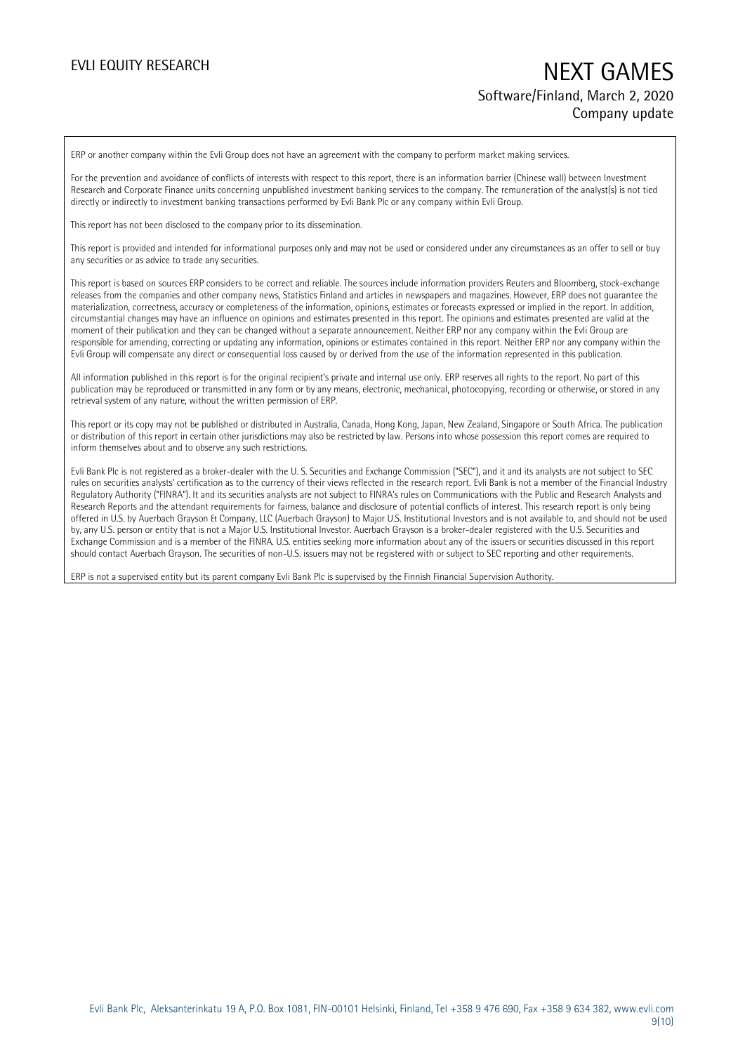ERP or another company within the Evli Group does not have an agreement with the company to perform market making services.

For the prevention and avoidance of conflicts of interests with respect to this report, there is an information barrier (Chinese wall) between Investment Research and Corporate Finance units concerning unpublished investment banking services to the company. The remuneration of the analyst(s) is not tied directly or indirectly to investment banking transactions performed by Evli Bank Plc or any company within Evli Group.

This report has not been disclosed to the company prior to its dissemination.

This report is provided and intended for informational purposes only and may not be used or considered under any circumstances as an offer to sell or buy any securities or as advice to trade any securities.

This report is based on sources ERP considers to be correct and reliable. The sources include information providers Reuters and Bloomberg, stock-exchange releases from the companies and other company news, Statistics Finland and articles in newspapers and magazines. However, ERP does not guarantee the materialization, correctness, accuracy or completeness of the information, opinions, estimates or forecasts expressed or implied in the report. In addition, circumstantial changes may have an influence on opinions and estimates presented in this report. The opinions and estimates presented are valid at the moment of their publication and they can be changed without a separate announcement. Neither ERP nor any company within the Evli Group are responsible for amending, correcting or updating any information, opinions or estimates contained in this report. Neither ERP nor any company within the Evli Group will compensate any direct or consequential loss caused by or derived from the use of the information represented in this publication.

All information published in this report is for the original recipient's private and internal use only. ERP reserves all rights to the report. No part of this publication may be reproduced or transmitted in any form or by any means, electronic, mechanical, photocopying, recording or otherwise, or stored in any retrieval system of any nature, without the written permission of ERP.

This report or its copy may not be published or distributed in Australia, Canada, Hong Kong, Japan, New Zealand, Singapore or South Africa. The publication or distribution of this report in certain other jurisdictions may also be restricted by law. Persons into whose possession this report comes are required to inform themselves about and to observe any such restrictions.

Evli Bank Plc is not registered as a broker-dealer with the U. S. Securities and Exchange Commission ("SEC"), and it and its analysts are not subject to SEC rules on securities analysts' certification as to the currency of their views reflected in the research report. Evli Bank is not a member of the Financial Industry Regulatory Authority ("FINRA"). It and its securities analysts are not subject to FINRA's rules on Communications with the Public and Research Analysts and Research Reports and the attendant requirements for fairness, balance and disclosure of potential conflicts of interest. This research report is only being offered in U.S. by Auerbach Grayson & Company, LLC (Auerbach Grayson) to Major U.S. Institutional Investors and is not available to, and should not be used by, any U.S. person or entity that is not a Major U.S. Institutional Investor. Auerbach Grayson is a broker-dealer registered with the U.S. Securities and Exchange Commission and is a member of the FINRA. U.S. entities seeking more information about any of the issuers or securities discussed in this report should contact Auerbach Grayson. The securities of non-U.S. issuers may not be registered with or subject to SEC reporting and other requirements.

ERP is not a supervised entity but its parent company Evli Bank Plc is supervised by the Finnish Financial Supervision Authority.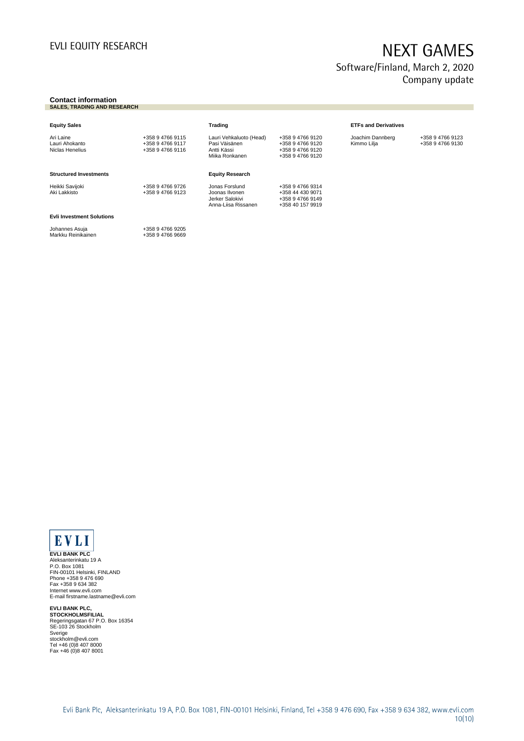# NEXT GAMES

Software/Finland, March 2, 2020
Company update

## Contact information

**SALES, TRADING AND RESEARCH**

### Equity Sales

| | |
|---|---|
| Ari Laine | +358 9 4766 9115 |
| Lauri Ahokanto | +358 9 4766 9117 |
| Niclas Henelius | +358 9 4766 9116 |

### Trading

| | |
|---|---|
| Lauri Vehkaluoto (Head) | +358 9 4766 9120 |
| Pasi Väisänen | +358 9 4766 9120 |
| Antti Kässi | +358 9 4766 9120 |
| Miika Ronkanen | +358 9 4766 9120 |

### ETFs and Derivatives

| | |
|---|---|
| Joachim Dannberg | +358 9 4766 9123 |
| Kimmo Lilja | +358 9 4766 9130 |

### Structured Investments

| | |
|---|---|
| Heikki Savijoki | +358 9 4766 9726 |
| Aki Lakkisto | +358 9 4766 9123 |

### Equity Research

| | |
|---|---|
| Jonas Forslund | +358 9 4766 9314 |
| Joonas Ilvonen | +358 44 430 9071 |
| Jerker Salokivi | +358 9 4766 9149 |
| Anna-Liisa Rissanen | +358 40 157 9919 |

### Evli Investment Solutions

| | |
|---|---|
| Johannes Asuja | +358 9 4766 9205 |
| Markku Reinikainen | +358 9 4766 9669 |

**EVLI BANK PLC**
Aleksanterinkatu 19 A
P.O. Box 1081
FIN-00101 Helsinki, FINLAND
Phone +358 9 476 690
Fax +358 9 634 382
Internet www.evli.com
E-mail firstname.lastname@evli.com

**EVLI BANK PLC, STOCKHOLMSFILIAL**
Regeringsgatan 67 P.O. Box 16354
SE-103 26 Stockholm
Sverige
stockholm@evli.com
Tel +46 (0)8 407 8000
Fax +46 (0)8 407 8001